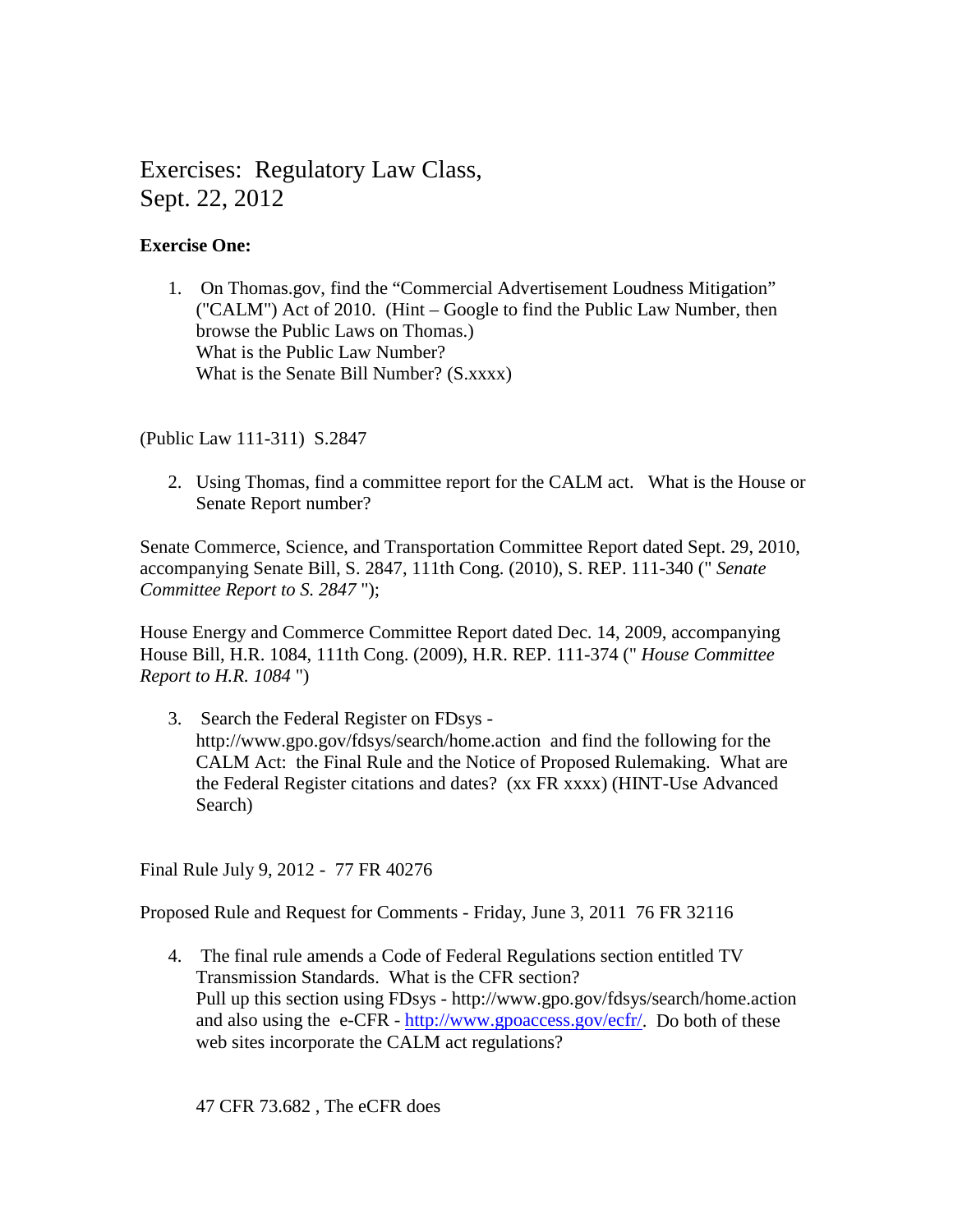# Exercises: Regulatory Law Class, Sept. 22, 2012

**Exercise One:**

1. On Thomas.gov, find the "Commercial Advertisement Loudness Mitigation" ("CALM") Act of 2010. (Hint – Google to find the Public Law Number, then browse the Public Laws on Thomas.)
   What is the Public Law Number?
   What is the Senate Bill Number? (S.xxxx)

(Public Law 111-311) S.2847

2. Using Thomas, find a committee report for the CALM act. What is the House or Senate Report number?

Senate Commerce, Science, and Transportation Committee Report dated Sept. 29, 2010, accompanying Senate Bill, S. 2847, 111th Cong. (2010), S. REP. 111-340 (" *Senate Committee Report to S. 2847* ");

House Energy and Commerce Committee Report dated Dec. 14, 2009, accompanying House Bill, H.R. 1084, 111th Cong. (2009), H.R. REP. 111-374 (" *House Committee Report to H.R. 1084* ")

3. Search the Federal Register on FDsys - http://www.gpo.gov/fdsys/search/home.action and find the following for the CALM Act: the Final Rule and the Notice of Proposed Rulemaking. What are the Federal Register citations and dates? (xx FR xxxx) (HINT-Use Advanced Search)

Final Rule July 9, 2012 - 77 FR 40276

Proposed Rule and Request for Comments - Friday, June 3, 2011 76 FR 32116

4. The final rule amends a Code of Federal Regulations section entitled TV Transmission Standards. What is the CFR section?
   Pull up this section using FDsys - http://www.gpo.gov/fdsys/search/home.action and also using the e-CFR - [http://www.gpoaccess.gov/ecfr/](http://www.gpoaccess.gov/ecfr/). Do both of these web sites incorporate the CALM act regulations?

   47 CFR 73.682 , The eCFR does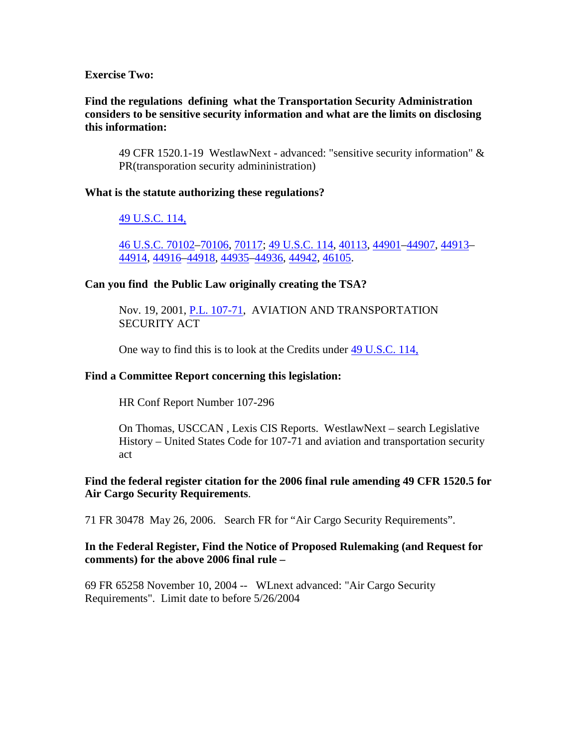**Exercise Two:**

**Find the regulations defining what the Transportation Security Administration considers to be sensitive security information and what are the limits on disclosing this information:**

49 CFR 1520.1-19 WestlawNext - advanced: "sensitive security information" & PR(transporation security admininistration)

**What is the statute authorizing these regulations?**

49 U.S.C. 114,

46 U.S.C. 70102–70106, 70117; 49 U.S.C. 114, 40113, 44901–44907, 44913–44914, 44916–44918, 44935–44936, 44942, 46105.

**Can you find the Public Law originally creating the TSA?**

Nov. 19, 2001, P.L. 107-71, AVIATION AND TRANSPORTATION SECURITY ACT

One way to find this is to look at the Credits under 49 U.S.C. 114,

**Find a Committee Report concerning this legislation:**

HR Conf Report Number 107-296

On Thomas, USCCAN , Lexis CIS Reports. WestlawNext – search Legislative History – United States Code for 107-71 and aviation and transportation security act

**Find the federal register citation for the 2006 final rule amending 49 CFR 1520.5 for Air Cargo Security Requirements**.

71 FR 30478 May 26, 2006. Search FR for "Air Cargo Security Requirements".

**In the Federal Register, Find the Notice of Proposed Rulemaking (and Request for comments) for the above 2006 final rule –**

69 FR 65258 November 10, 2004 -- WLnext advanced: "Air Cargo Security Requirements". Limit date to before 5/26/2004